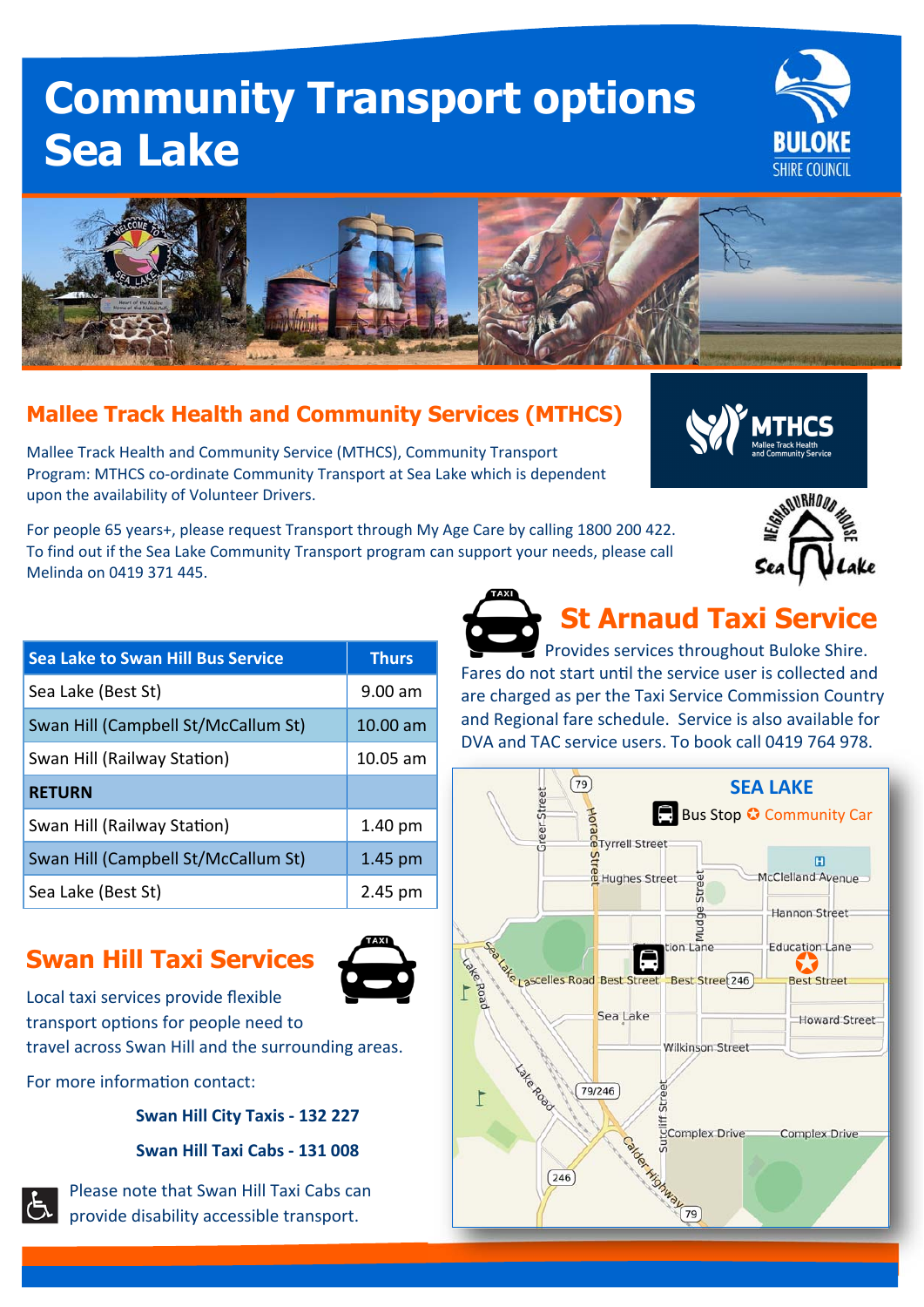# Community Transport options Sea Lake

## Mallee Track Health and Community Services (MTHCS)

Mallee Track Health and Community Service (MTHCS), Community Transport Program: MTHCS co-ordinate Community Transport at Sea Lake which is dependent upon the availability of Volunteer Drivers.

For people 65 years+, please request Transport through My Age Care by calling 1800 200 422. To find out if the Sea Lake Community Transport program can support your needs, please call Melinda on 0419 371 445.

| Sea Lake to Swan Hill Bus Service | Thurs |
|---|---|
| Sea Lake (Best St) | 9.00 am |
| Swan Hill (Campbell St/McCallum St) | 10.00 am |
| Swan Hill (Railway Station) | 10.05 am |
| **RETURN** | |
| Swan Hill (Railway Station) | 1.40 pm |
| Swan Hill (Campbell St/McCallum St) | 1.45 pm |
| Sea Lake (Best St) | 2.45 pm |

## St Arnaud Taxi Service

Provides services throughout Buloke Shire. Fares do not start until the service user is collected and are charged as per the Taxi Service Commission Country and Regional fare schedule. Service is also available for DVA and TAC service users. To book call 0419 764 978.

## Swan Hill Taxi Services

Local taxi services provide flexible transport options for people need to travel across Swan Hill and the surrounding areas.

For more information contact:

**Swan Hill City Taxis - 132 227**

**Swan Hill Taxi Cabs - 131 008**

Please note that Swan Hill Taxi Cabs can provide disability accessible transport.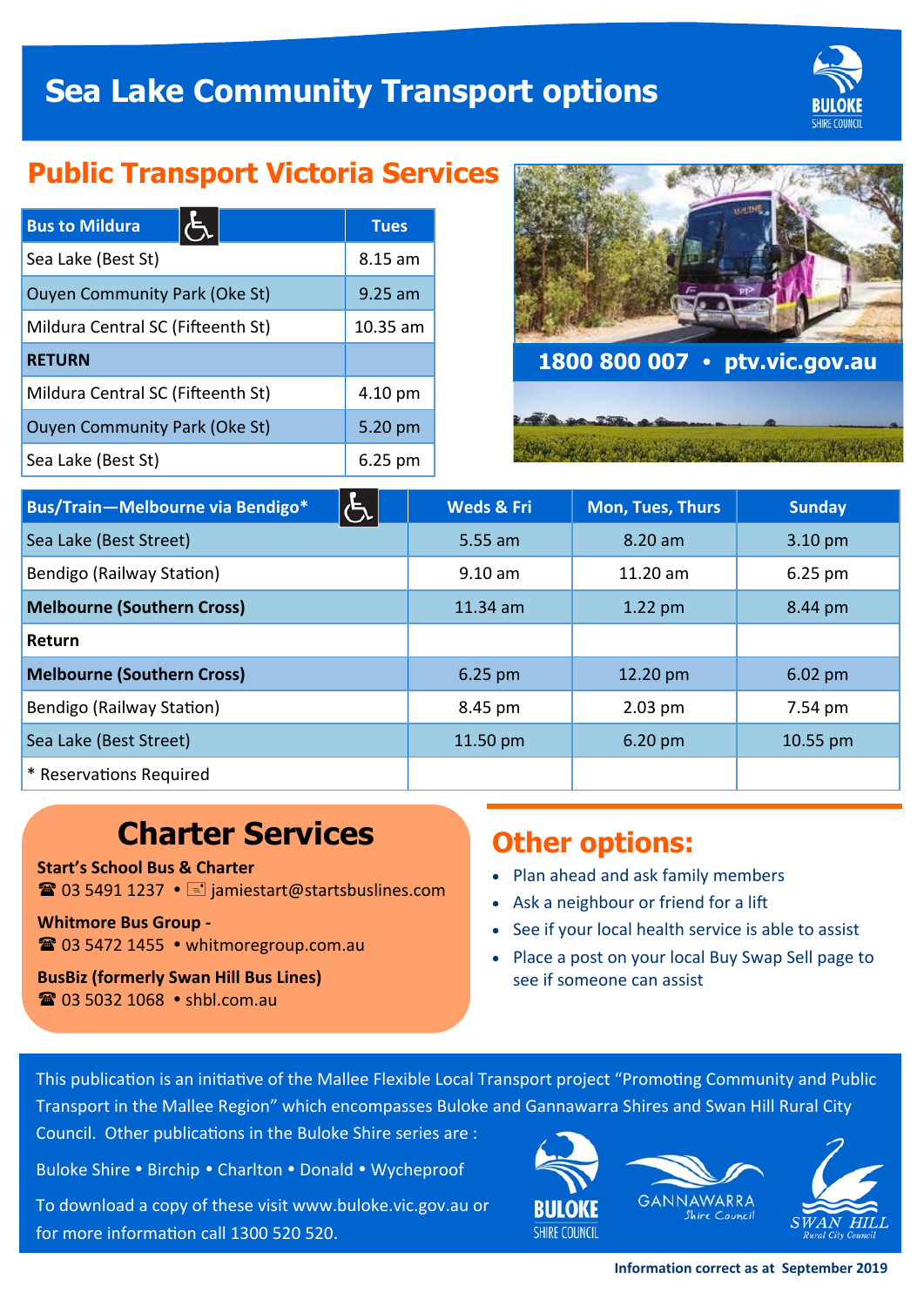# Sea Lake Community Transport options

## Public Transport Victoria Services

| Bus to Mildura | Tues |
|---|---|
| Sea Lake (Best St) | 8.15 am |
| Ouyen Community Park (Oke St) | 9.25 am |
| Mildura Central SC (Fifteenth St) | 10.35 am |
| **RETURN** | |
| Mildura Central SC (Fifteenth St) | 4.10 pm |
| Ouyen Community Park (Oke St) | 5.20 pm |
| Sea Lake (Best St) | 6.25 pm |

**1800 800 007 • ptv.vic.gov.au**

| Bus/Train—Melbourne via Bendigo* | Weds & Fri | Mon, Tues, Thurs | Sunday |
|---|---|---|---|
| Sea Lake (Best Street) | 5.55 am | 8.20 am | 3.10 pm |
| Bendigo (Railway Station) | 9.10 am | 11.20 am | 6.25 pm |
| **Melbourne (Southern Cross)** | 11.34 am | 1.22 pm | 8.44 pm |
| **Return** | | | |
| **Melbourne (Southern Cross)** | 6.25 pm | 12.20 pm | 6.02 pm |
| Bendigo (Railway Station) | 8.45 pm | 2.03 pm | 7.54 pm |
| Sea Lake (Best Street) | 11.50 pm | 6.20 pm | 10.55 pm |
| * Reservations Required | | | |

## Charter Services

**Start's School Bus & Charter**
☎ 03 5491 1237 • jamiestart@startsbuslines.com

**Whitmore Bus Group -**
☎ 03 5472 1455 • whitmoregroup.com.au

**BusBiz (formerly Swan Hill Bus Lines)**
☎ 03 5032 1068 • shbl.com.au

## Other options:

- Plan ahead and ask family members
- Ask a neighbour or friend for a lift
- See if your local health service is able to assist
- Place a post on your local Buy Swap Sell page to see if someone can assist

This publication is an initiative of the Mallee Flexible Local Transport project "Promoting Community and Public Transport in the Mallee Region" which encompasses Buloke and Gannawarra Shires and Swan Hill Rural City Council. Other publications in the Buloke Shire series are :

Buloke Shire • Birchip • Charlton • Donald • Wycheproof

To download a copy of these visit www.buloke.vic.gov.au or for more information call 1300 520 520.

**Information correct as at September 2019**